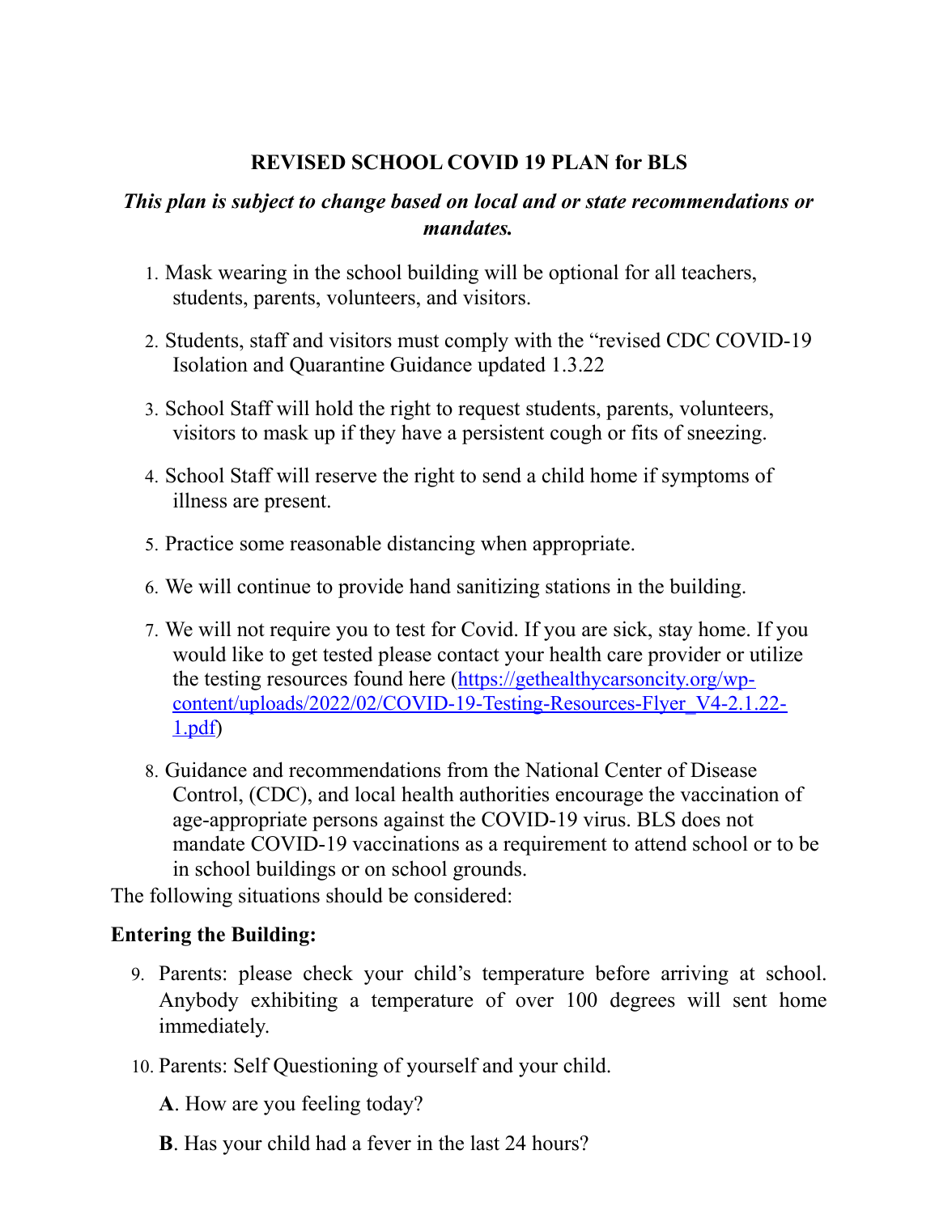# REVISED SCHOOL COVID 19 PLAN for BLS

***This plan is subject to change based on local and or state recommendations or mandates.***

1. Mask wearing in the school building will be optional for all teachers, students, parents, volunteers, and visitors.
2. Students, staff and visitors must comply with the "revised CDC COVID-19 Isolation and Quarantine Guidance updated 1.3.22
3. School Staff will hold the right to request students, parents, volunteers, visitors to mask up if they have a persistent cough or fits of sneezing.
4. School Staff will reserve the right to send a child home if symptoms of illness are present.
5. Practice some reasonable distancing when appropriate.
6. We will continue to provide hand sanitizing stations in the building.
7. We will not require you to test for Covid. If you are sick, stay home. If you would like to get tested please contact your health care provider or utilize the testing resources found here ([https://gethealthycarsoncity.org/wp-content/uploads/2022/02/COVID-19-Testing-Resources-Flyer_V4-2.1.22-1.pdf](https://gethealthycarsoncity.org/wp-content/uploads/2022/02/COVID-19-Testing-Resources-Flyer_V4-2.1.22-1.pdf))
8. Guidance and recommendations from the National Center of Disease Control, (CDC), and local health authorities encourage the vaccination of age-appropriate persons against the COVID-19 virus. BLS does not mandate COVID-19 vaccinations as a requirement to attend school or to be in school buildings or on school grounds.

The following situations should be considered:

**Entering the Building:**

9. Parents: please check your child's temperature before arriving at school. Anybody exhibiting a temperature of over 100 degrees will sent home immediately.
10. Parents: Self Questioning of yourself and your child.

    **A**. How are you feeling today?

    **B**. Has your child had a fever in the last 24 hours?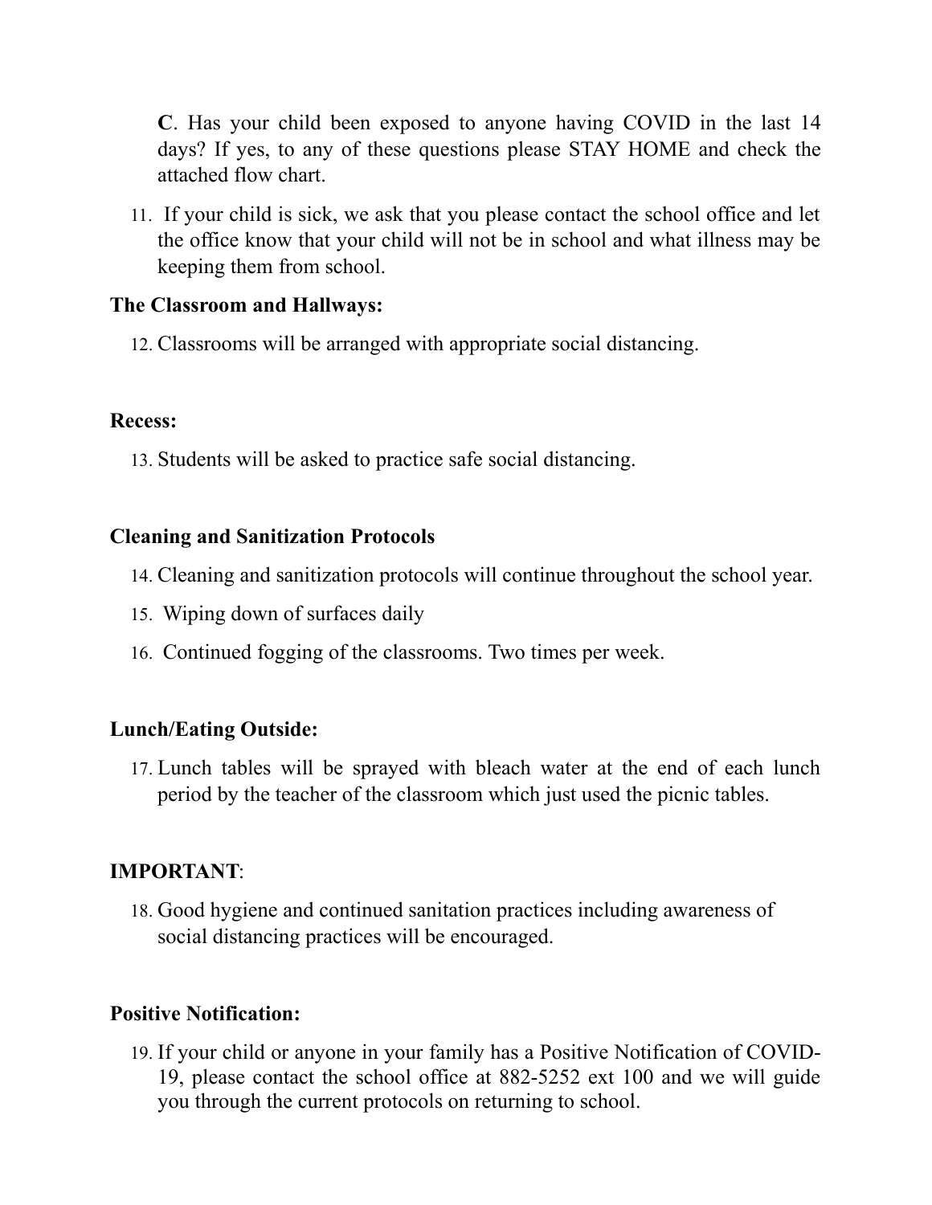**C**. Has your child been exposed to anyone having COVID in the last 14 days? If yes, to any of these questions please STAY HOME and check the attached flow chart.

11. If your child is sick, we ask that you please contact the school office and let the office know that your child will not be in school and what illness may be keeping them from school.

**The Classroom and Hallways:**

12. Classrooms will be arranged with appropriate social distancing.

**Recess:**

13. Students will be asked to practice safe social distancing.

**Cleaning and Sanitization Protocols**

14. Cleaning and sanitization protocols will continue throughout the school year.
15. Wiping down of surfaces daily
16. Continued fogging of the classrooms. Two times per week.

**Lunch/Eating Outside:**

17. Lunch tables will be sprayed with bleach water at the end of each lunch period by the teacher of the classroom which just used the picnic tables.

**IMPORTANT**:

18. Good hygiene and continued sanitation practices including awareness of social distancing practices will be encouraged.

**Positive Notification:**

19. If your child or anyone in your family has a Positive Notification of COVID-19, please contact the school office at 882-5252 ext 100 and we will guide you through the current protocols on returning to school.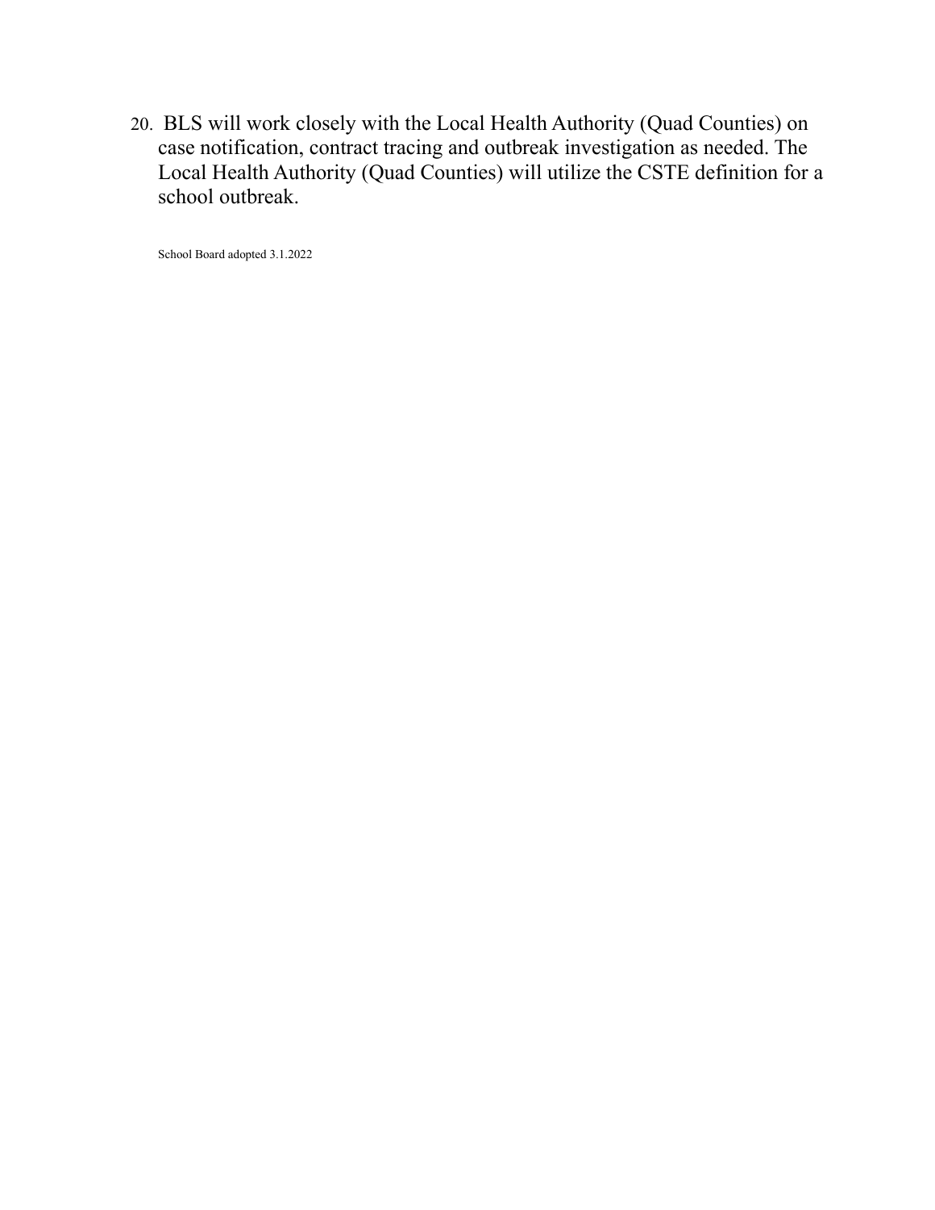20. BLS will work closely with the Local Health Authority (Quad Counties) on case notification, contract tracing and outbreak investigation as needed. The Local Health Authority (Quad Counties) will utilize the CSTE definition for a school outbreak.

School Board adopted 3.1.2022